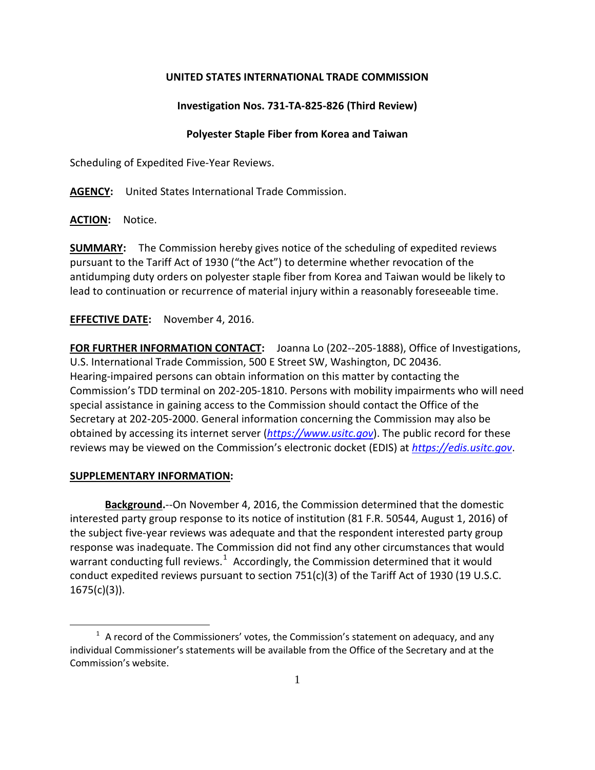**UNITED STATES INTERNATIONAL TRADE COMMISSION**

**Investigation Nos. 731-TA-825-826 (Third Review)**

**Polyester Staple Fiber from Korea and Taiwan**

Scheduling of Expedited Five-Year Reviews.

**AGENCY:** United States International Trade Commission.

**ACTION:** Notice.

**SUMMARY:** The Commission hereby gives notice of the scheduling of expedited reviews pursuant to the Tariff Act of 1930 ("the Act") to determine whether revocation of the antidumping duty orders on polyester staple fiber from Korea and Taiwan would be likely to lead to continuation or recurrence of material injury within a reasonably foreseeable time.

**EFFECTIVE DATE:** November 4, 2016.

**FOR FURTHER INFORMATION CONTACT:** Joanna Lo (202--205-1888), Office of Investigations, U.S. International Trade Commission, 500 E Street SW, Washington, DC 20436. Hearing-impaired persons can obtain information on this matter by contacting the Commission's TDD terminal on 202-205-1810. Persons with mobility impairments who will need special assistance in gaining access to the Commission should contact the Office of the Secretary at 202-205-2000. General information concerning the Commission may also be obtained by accessing its internet server (*https://www.usitc.gov*). The public record for these reviews may be viewed on the Commission's electronic docket (EDIS) at *https://edis.usitc.gov*.

**SUPPLEMENTARY INFORMATION:**

**Background.**--On November 4, 2016, the Commission determined that the domestic interested party group response to its notice of institution (81 F.R. 50544, August 1, 2016) of the subject five-year reviews was adequate and that the respondent interested party group response was inadequate. The Commission did not find any other circumstances that would warrant conducting full reviews.[1] Accordingly, the Commission determined that it would conduct expedited reviews pursuant to section 751(c)(3) of the Tariff Act of 1930 (19 U.S.C. 1675(c)(3)).

[1] A record of the Commissioners' votes, the Commission's statement on adequacy, and any individual Commissioner's statements will be available from the Office of the Secretary and at the Commission's website.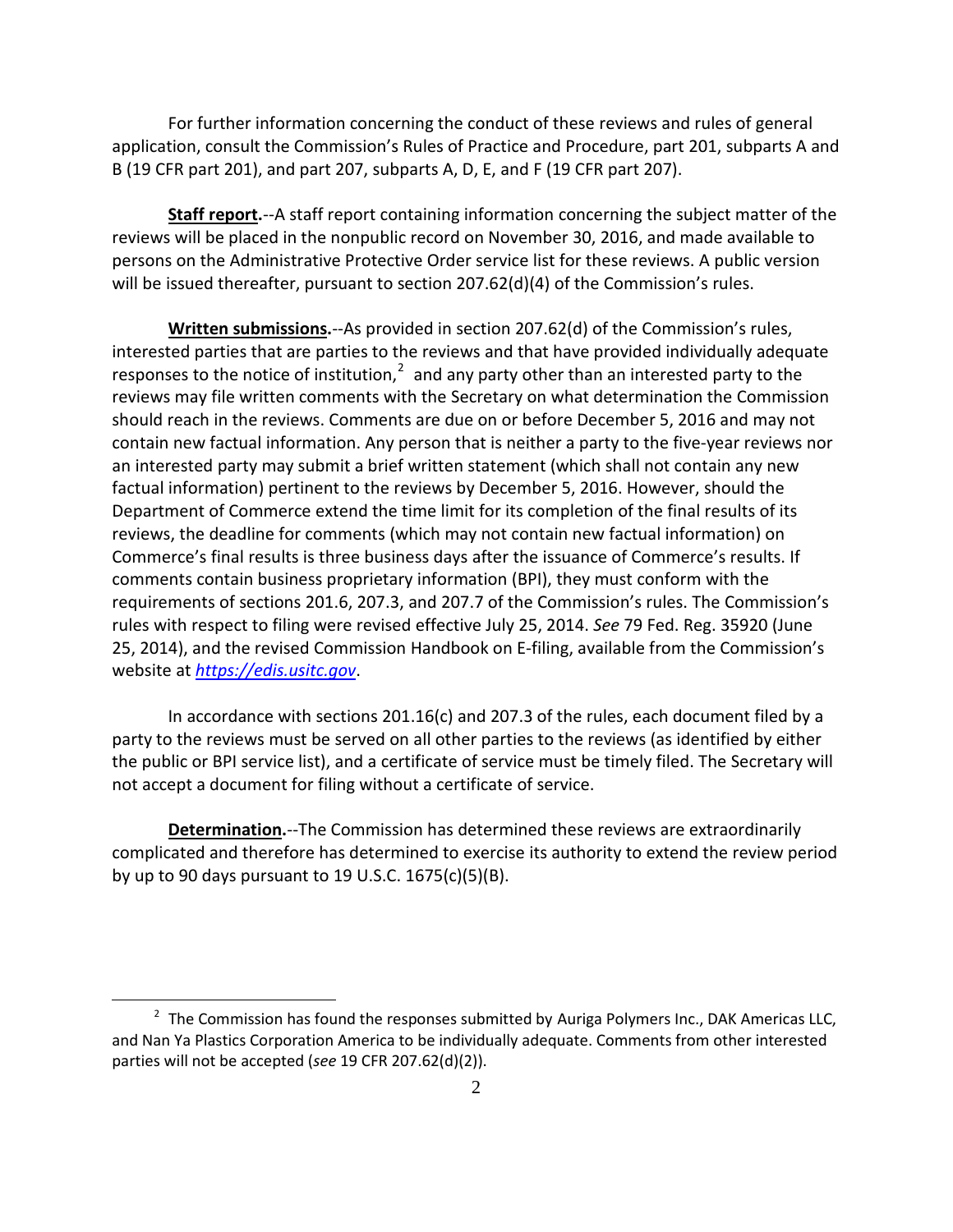For further information concerning the conduct of these reviews and rules of general application, consult the Commission's Rules of Practice and Procedure, part 201, subparts A and B (19 CFR part 201), and part 207, subparts A, D, E, and F (19 CFR part 207).

**Staff report.**--A staff report containing information concerning the subject matter of the reviews will be placed in the nonpublic record on November 30, 2016, and made available to persons on the Administrative Protective Order service list for these reviews. A public version will be issued thereafter, pursuant to section 207.62(d)(4) of the Commission's rules.

**Written submissions.**--As provided in section 207.62(d) of the Commission's rules, interested parties that are parties to the reviews and that have provided individually adequate responses to the notice of institution,[2] and any party other than an interested party to the reviews may file written comments with the Secretary on what determination the Commission should reach in the reviews. Comments are due on or before December 5, 2016 and may not contain new factual information. Any person that is neither a party to the five-year reviews nor an interested party may submit a brief written statement (which shall not contain any new factual information) pertinent to the reviews by December 5, 2016. However, should the Department of Commerce extend the time limit for its completion of the final results of its reviews, the deadline for comments (which may not contain new factual information) on Commerce's final results is three business days after the issuance of Commerce's results. If comments contain business proprietary information (BPI), they must conform with the requirements of sections 201.6, 207.3, and 207.7 of the Commission's rules. The Commission's rules with respect to filing were revised effective July 25, 2014. *See* 79 Fed. Reg. 35920 (June 25, 2014), and the revised Commission Handbook on E-filing, available from the Commission's website at [https://edis.usitc.gov](https://edis.usitc.gov).

In accordance with sections 201.16(c) and 207.3 of the rules, each document filed by a party to the reviews must be served on all other parties to the reviews (as identified by either the public or BPI service list), and a certificate of service must be timely filed. The Secretary will not accept a document for filing without a certificate of service.

**Determination.**--The Commission has determined these reviews are extraordinarily complicated and therefore has determined to exercise its authority to extend the review period by up to 90 days pursuant to 19 U.S.C. 1675(c)(5)(B).

---

[2] The Commission has found the responses submitted by Auriga Polymers Inc., DAK Americas LLC, and Nan Ya Plastics Corporation America to be individually adequate. Comments from other interested parties will not be accepted (*see* 19 CFR 207.62(d)(2)).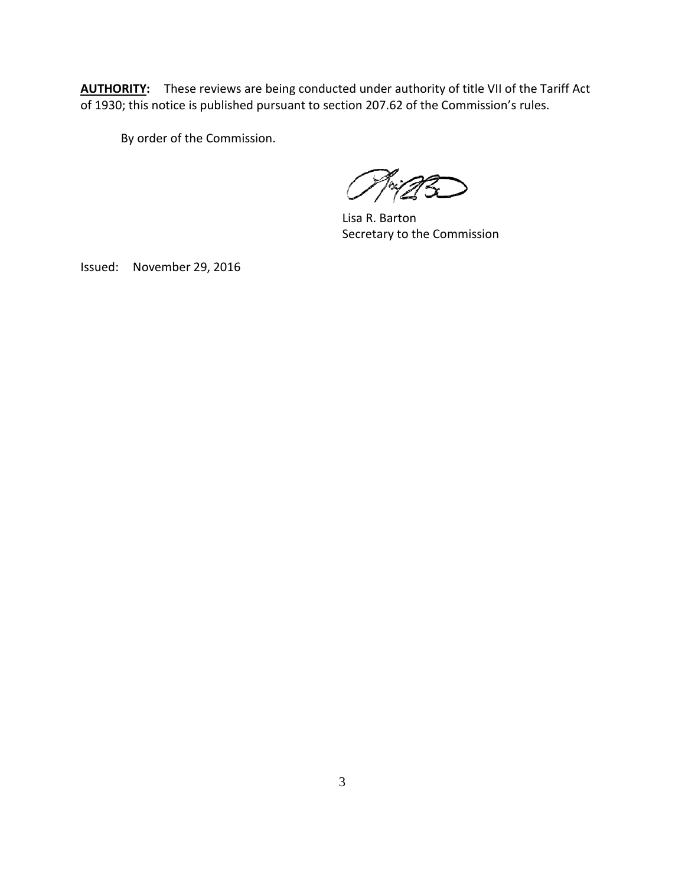**AUTHORITY:** These reviews are being conducted under authority of title VII of the Tariff Act of 1930; this notice is published pursuant to section 207.62 of the Commission's rules.

By order of the Commission.

Lisa R. Barton
Secretary to the Commission

Issued: November 29, 2016